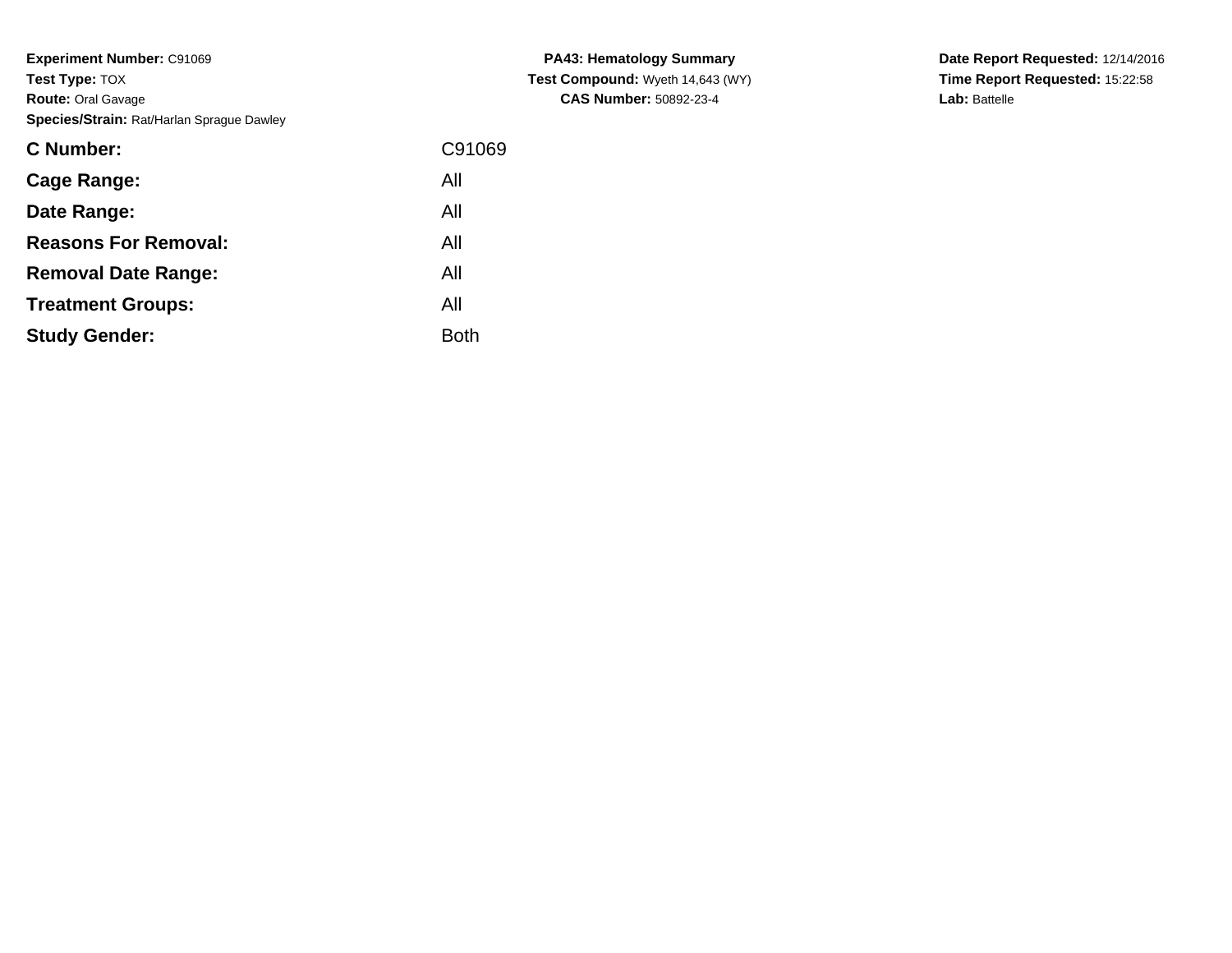**Experiment Number:** C91069
**Test Type:** TOX
**Route:** Oral Gavage
**Species/Strain:** Rat/Harlan Sprague Dawley

**PA43: Hematology Summary**
**Test Compound:** Wyeth 14,643 (WY)
**CAS Number:** 50892-23-4

**Date Report Requested:** 12/14/2016
**Time Report Requested:** 15:22:58
**Lab:** Battelle

| | |
|---|---|
| **C Number:** | C91069 |
| **Cage Range:** | All |
| **Date Range:** | All |
| **Reasons For Removal:** | All |
| **Removal Date Range:** | All |
| **Treatment Groups:** | All |
| **Study Gender:** | Both |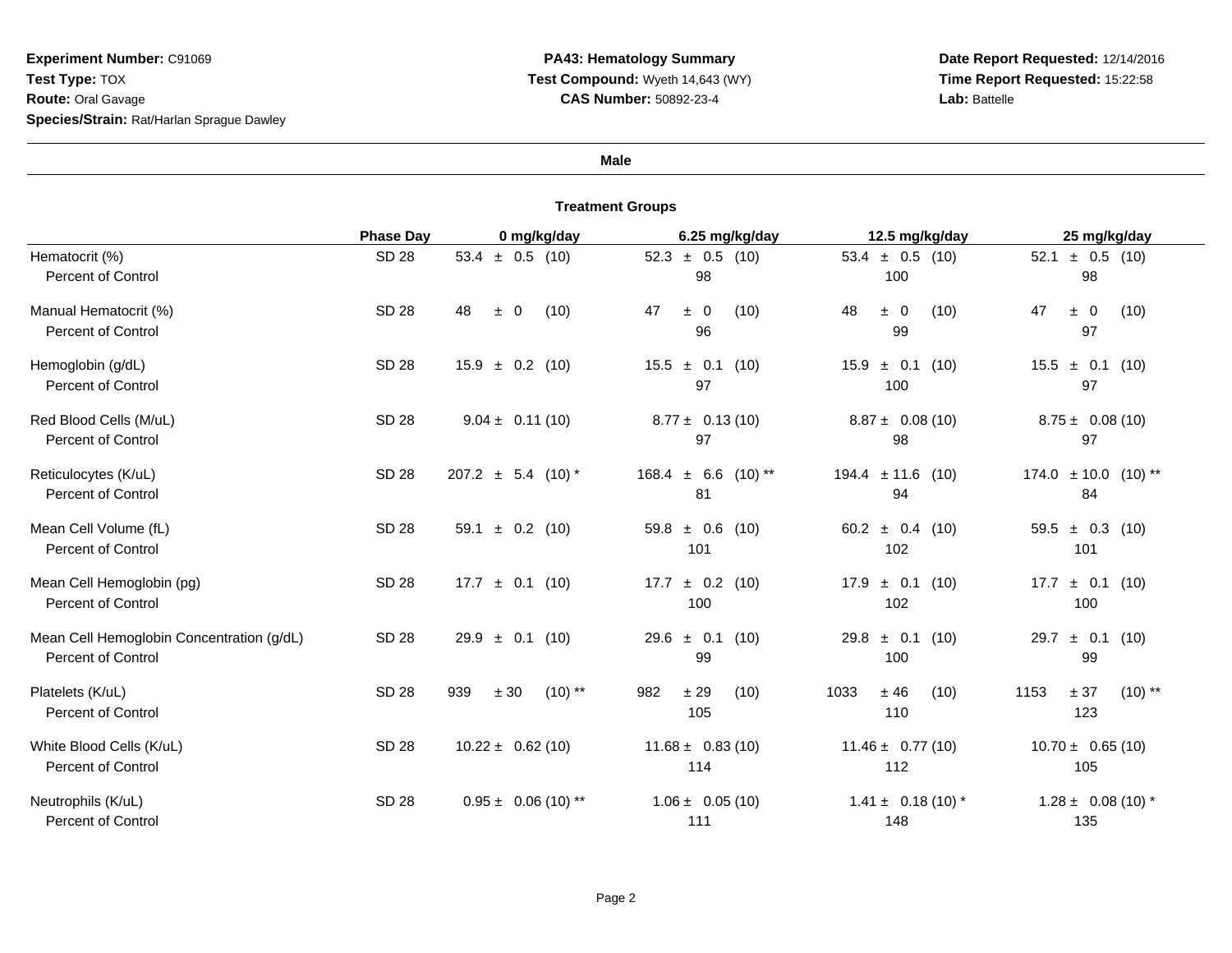**Experiment Number:** C91069
**Test Type:** TOX
**Route:** Oral Gavage
**Species/Strain:** Rat/Harlan Sprague Dawley

**PA43: Hematology Summary**
**Test Compound:** Wyeth 14,643 (WY)
**CAS Number:** 50892-23-4

**Date Report Requested:** 12/14/2016
**Time Report Requested:** 15:22:58
**Lab:** Battelle

**Male**

**Treatment Groups**

| | Phase Day | 0 mg/kg/day | 6.25 mg/kg/day | 12.5 mg/kg/day | 25 mg/kg/day |
|---|---|---|---|---|---|
| Hematocrit (%) | SD 28 | 53.4 ± 0.5 (10) | 52.3 ± 0.5 (10) | 53.4 ± 0.5 (10) | 52.1 ± 0.5 (10) |
| Percent of Control | | | 98 | 100 | 98 |
| Manual Hematocrit (%) | SD 28 | 48 ± 0 (10) | 47 ± 0 (10) | 48 ± 0 (10) | 47 ± 0 (10) |
| Percent of Control | | | 96 | 99 | 97 |
| Hemoglobin (g/dL) | SD 28 | 15.9 ± 0.2 (10) | 15.5 ± 0.1 (10) | 15.9 ± 0.1 (10) | 15.5 ± 0.1 (10) |
| Percent of Control | | | 97 | 100 | 97 |
| Red Blood Cells (M/uL) | SD 28 | 9.04 ± 0.11 (10) | 8.77 ± 0.13 (10) | 8.87 ± 0.08 (10) | 8.75 ± 0.08 (10) |
| Percent of Control | | | 97 | 98 | 97 |
| Reticulocytes (K/uL) | SD 28 | 207.2 ± 5.4 (10) * | 168.4 ± 6.6 (10) ** | 194.4 ± 11.6 (10) | 174.0 ± 10.0 (10) ** |
| Percent of Control | | | 81 | 94 | 84 |
| Mean Cell Volume (fL) | SD 28 | 59.1 ± 0.2 (10) | 59.8 ± 0.6 (10) | 60.2 ± 0.4 (10) | 59.5 ± 0.3 (10) |
| Percent of Control | | | 101 | 102 | 101 |
| Mean Cell Hemoglobin (pg) | SD 28 | 17.7 ± 0.1 (10) | 17.7 ± 0.2 (10) | 17.9 ± 0.1 (10) | 17.7 ± 0.1 (10) |
| Percent of Control | | | 100 | 102 | 100 |
| Mean Cell Hemoglobin Concentration (g/dL) | SD 28 | 29.9 ± 0.1 (10) | 29.6 ± 0.1 (10) | 29.8 ± 0.1 (10) | 29.7 ± 0.1 (10) |
| Percent of Control | | | 99 | 100 | 99 |
| Platelets (K/uL) | SD 28 | 939 ± 30 (10) ** | 982 ± 29 (10) | 1033 ± 46 (10) | 1153 ± 37 (10) ** |
| Percent of Control | | | 105 | 110 | 123 |
| White Blood Cells (K/uL) | SD 28 | 10.22 ± 0.62 (10) | 11.68 ± 0.83 (10) | 11.46 ± 0.77 (10) | 10.70 ± 0.65 (10) |
| Percent of Control | | | 114 | 112 | 105 |
| Neutrophils (K/uL) | SD 28 | 0.95 ± 0.06 (10) ** | 1.06 ± 0.05 (10) | 1.41 ± 0.18 (10) * | 1.28 ± 0.08 (10) * |
| Percent of Control | | | 111 | 148 | 135 |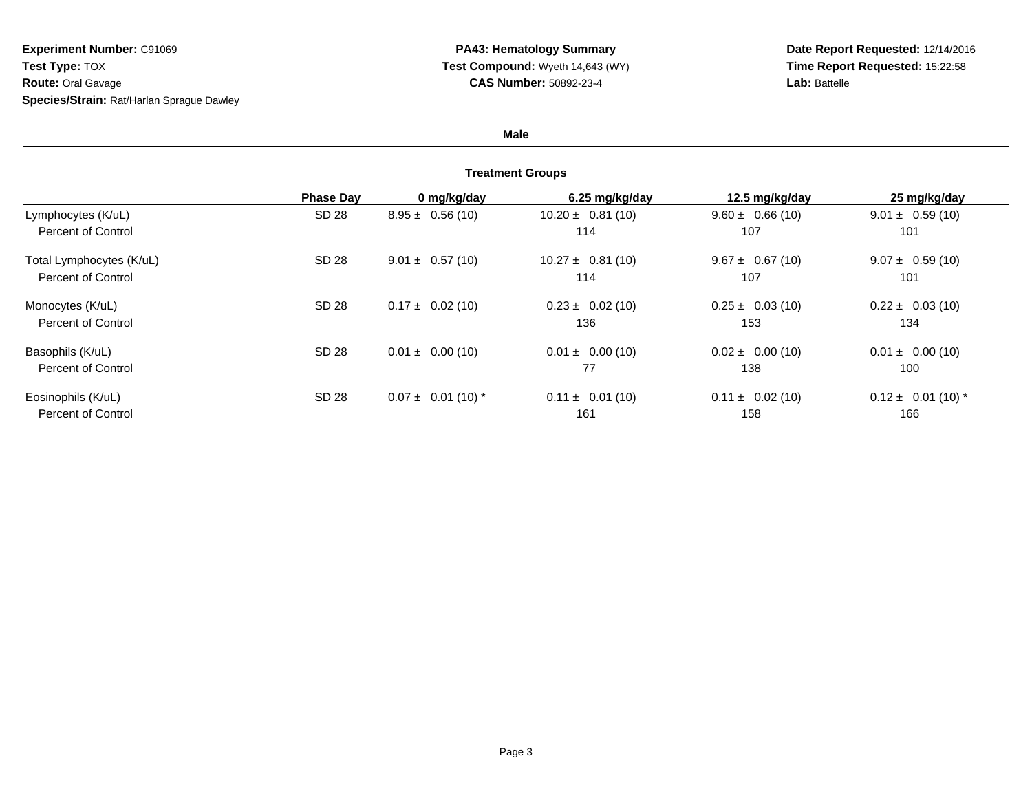**Experiment Number:** C91069
**Test Type:** TOX
**Route:** Oral Gavage
**Species/Strain:** Rat/Harlan Sprague Dawley

**PA43: Hematology Summary**
**Test Compound:** Wyeth 14,643 (WY)
**CAS Number:** 50892-23-4

**Date Report Requested:** 12/14/2016
**Time Report Requested:** 15:22:58
**Lab:** Battelle

**Male**

**Treatment Groups**

| | Phase Day | 0 mg/kg/day | 6.25 mg/kg/day | 12.5 mg/kg/day | 25 mg/kg/day |
|---|---|---|---|---|---|
| Lymphocytes (K/uL) | SD 28 | 8.95 ± 0.56 (10) | 10.20 ± 0.81 (10) | 9.60 ± 0.66 (10) | 9.01 ± 0.59 (10) |
| Percent of Control | | | 114 | 107 | 101 |
| Total Lymphocytes (K/uL) | SD 28 | 9.01 ± 0.57 (10) | 10.27 ± 0.81 (10) | 9.67 ± 0.67 (10) | 9.07 ± 0.59 (10) |
| Percent of Control | | | 114 | 107 | 101 |
| Monocytes (K/uL) | SD 28 | 0.17 ± 0.02 (10) | 0.23 ± 0.02 (10) | 0.25 ± 0.03 (10) | 0.22 ± 0.03 (10) |
| Percent of Control | | | 136 | 153 | 134 |
| Basophils (K/uL) | SD 28 | 0.01 ± 0.00 (10) | 0.01 ± 0.00 (10) | 0.02 ± 0.00 (10) | 0.01 ± 0.00 (10) |
| Percent of Control | | | 77 | 138 | 100 |
| Eosinophils (K/uL) | SD 28 | 0.07 ± 0.01 (10) * | 0.11 ± 0.01 (10) | 0.11 ± 0.02 (10) | 0.12 ± 0.01 (10) * |
| Percent of Control | | | 161 | 158 | 166 |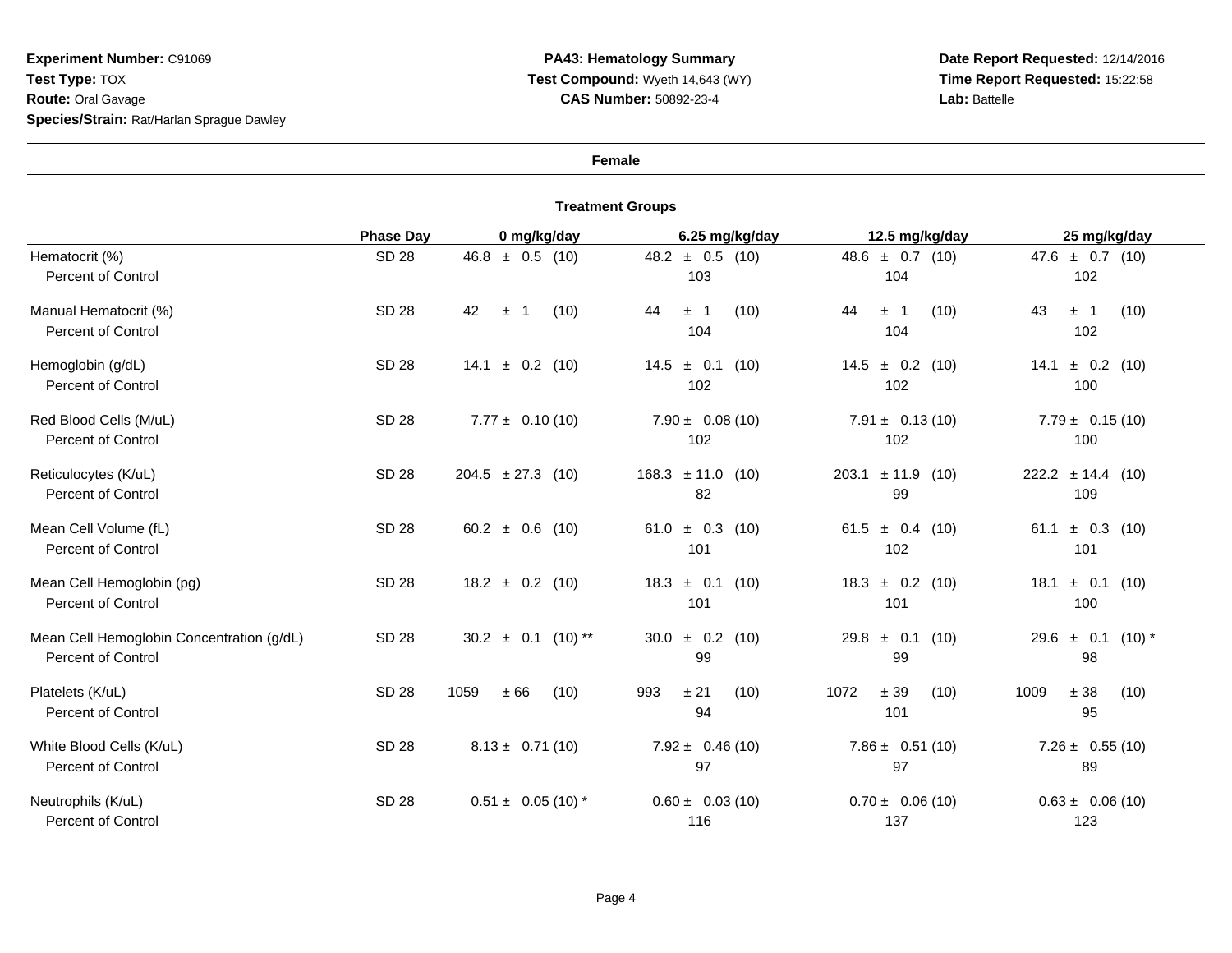**Experiment Number:** C91069
**Test Type:** TOX
**Route:** Oral Gavage
**Species/Strain:** Rat/Harlan Sprague Dawley

**PA43: Hematology Summary**
**Test Compound:** Wyeth 14,643 (WY)
**CAS Number:** 50892-23-4

**Date Report Requested:** 12/14/2016
**Time Report Requested:** 15:22:58
**Lab:** Battelle

**Female**

**Treatment Groups**

| | Phase Day | 0 mg/kg/day | 6.25 mg/kg/day | 12.5 mg/kg/day | 25 mg/kg/day |
|---|---|---|---|---|---|
| Hematocrit (%) | SD 28 | 46.8 ± 0.5 (10) | 48.2 ± 0.5 (10) | 48.6 ± 0.7 (10) | 47.6 ± 0.7 (10) |
| Percent of Control | | | 103 | 104 | 102 |
| Manual Hematocrit (%) | SD 28 | 42 ± 1 (10) | 44 ± 1 (10) | 44 ± 1 (10) | 43 ± 1 (10) |
| Percent of Control | | | 104 | 104 | 102 |
| Hemoglobin (g/dL) | SD 28 | 14.1 ± 0.2 (10) | 14.5 ± 0.1 (10) | 14.5 ± 0.2 (10) | 14.1 ± 0.2 (10) |
| Percent of Control | | | 102 | 102 | 100 |
| Red Blood Cells (M/uL) | SD 28 | 7.77 ± 0.10 (10) | 7.90 ± 0.08 (10) | 7.91 ± 0.13 (10) | 7.79 ± 0.15 (10) |
| Percent of Control | | | 102 | 102 | 100 |
| Reticulocytes (K/uL) | SD 28 | 204.5 ± 27.3 (10) | 168.3 ± 11.0 (10) | 203.1 ± 11.9 (10) | 222.2 ± 14.4 (10) |
| Percent of Control | | | 82 | 99 | 109 |
| Mean Cell Volume (fL) | SD 28 | 60.2 ± 0.6 (10) | 61.0 ± 0.3 (10) | 61.5 ± 0.4 (10) | 61.1 ± 0.3 (10) |
| Percent of Control | | | 101 | 102 | 101 |
| Mean Cell Hemoglobin (pg) | SD 28 | 18.2 ± 0.2 (10) | 18.3 ± 0.1 (10) | 18.3 ± 0.2 (10) | 18.1 ± 0.1 (10) |
| Percent of Control | | | 101 | 101 | 100 |
| Mean Cell Hemoglobin Concentration (g/dL) | SD 28 | 30.2 ± 0.1 (10) ** | 30.0 ± 0.2 (10) | 29.8 ± 0.1 (10) | 29.6 ± 0.1 (10) * |
| Percent of Control | | | 99 | 99 | 98 |
| Platelets (K/uL) | SD 28 | 1059 ± 66 (10) | 993 ± 21 (10) | 1072 ± 39 (10) | 1009 ± 38 (10) |
| Percent of Control | | | 94 | 101 | 95 |
| White Blood Cells (K/uL) | SD 28 | 8.13 ± 0.71 (10) | 7.92 ± 0.46 (10) | 7.86 ± 0.51 (10) | 7.26 ± 0.55 (10) |
| Percent of Control | | | 97 | 97 | 89 |
| Neutrophils (K/uL) | SD 28 | 0.51 ± 0.05 (10) * | 0.60 ± 0.03 (10) | 0.70 ± 0.06 (10) | 0.63 ± 0.06 (10) |
| Percent of Control | | | 116 | 137 | 123 |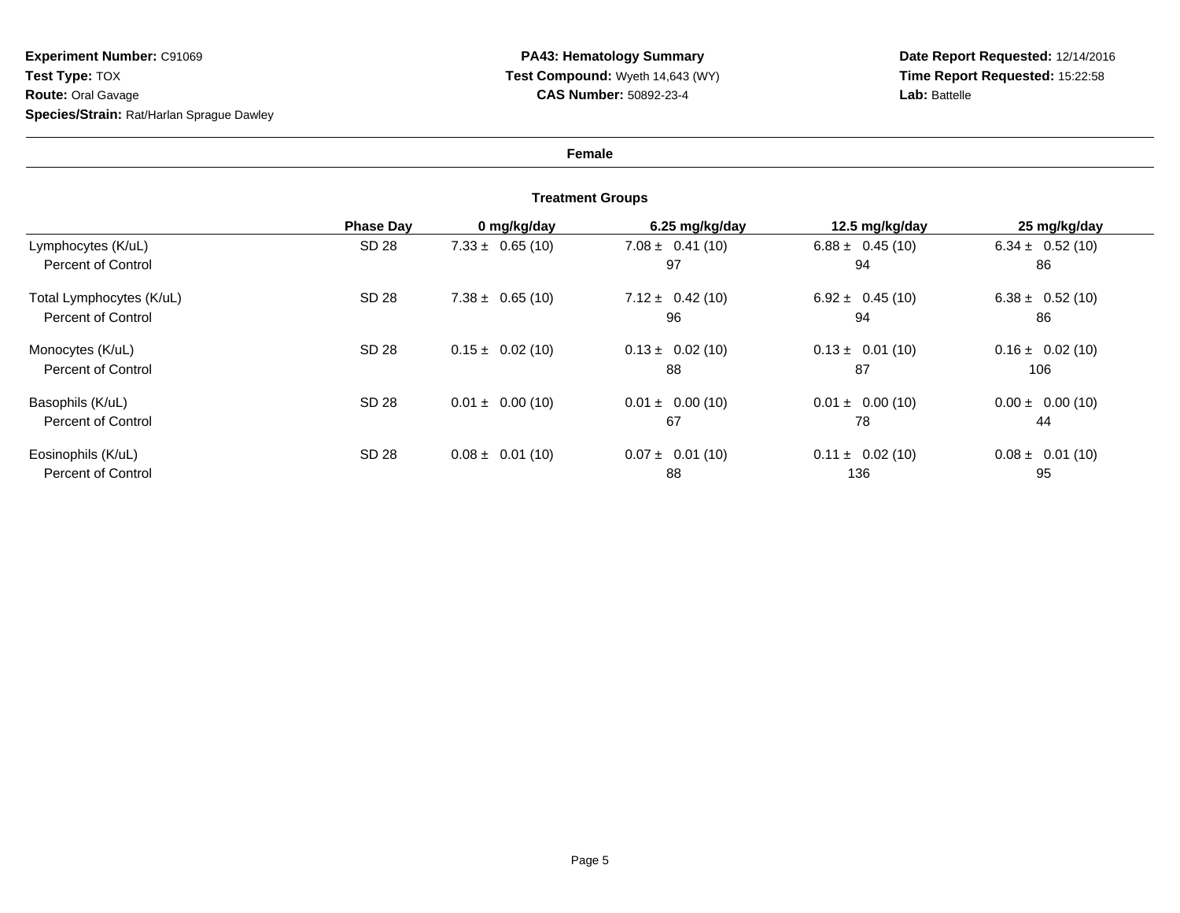**Experiment Number:** C91069
**Test Type:** TOX
**Route:** Oral Gavage
**Species/Strain:** Rat/Harlan Sprague Dawley

**PA43: Hematology Summary**
**Test Compound:** Wyeth 14,643 (WY)
**CAS Number:** 50892-23-4

**Date Report Requested:** 12/14/2016
**Time Report Requested:** 15:22:58
**Lab:** Battelle

**Female**

**Treatment Groups**

| | Phase Day | 0 mg/kg/day | 6.25 mg/kg/day | 12.5 mg/kg/day | 25 mg/kg/day |
|---|---|---|---|---|---|
| Lymphocytes (K/uL) | SD 28 | 7.33 ± 0.65 (10) | 7.08 ± 0.41 (10) | 6.88 ± 0.45 (10) | 6.34 ± 0.52 (10) |
| Percent of Control | | | 97 | 94 | 86 |
| Total Lymphocytes (K/uL) | SD 28 | 7.38 ± 0.65 (10) | 7.12 ± 0.42 (10) | 6.92 ± 0.45 (10) | 6.38 ± 0.52 (10) |
| Percent of Control | | | 96 | 94 | 86 |
| Monocytes (K/uL) | SD 28 | 0.15 ± 0.02 (10) | 0.13 ± 0.02 (10) | 0.13 ± 0.01 (10) | 0.16 ± 0.02 (10) |
| Percent of Control | | | 88 | 87 | 106 |
| Basophils (K/uL) | SD 28 | 0.01 ± 0.00 (10) | 0.01 ± 0.00 (10) | 0.01 ± 0.00 (10) | 0.00 ± 0.00 (10) |
| Percent of Control | | | 67 | 78 | 44 |
| Eosinophils (K/uL) | SD 28 | 0.08 ± 0.01 (10) | 0.07 ± 0.01 (10) | 0.11 ± 0.02 (10) | 0.08 ± 0.01 (10) |
| Percent of Control | | | 88 | 136 | 95 |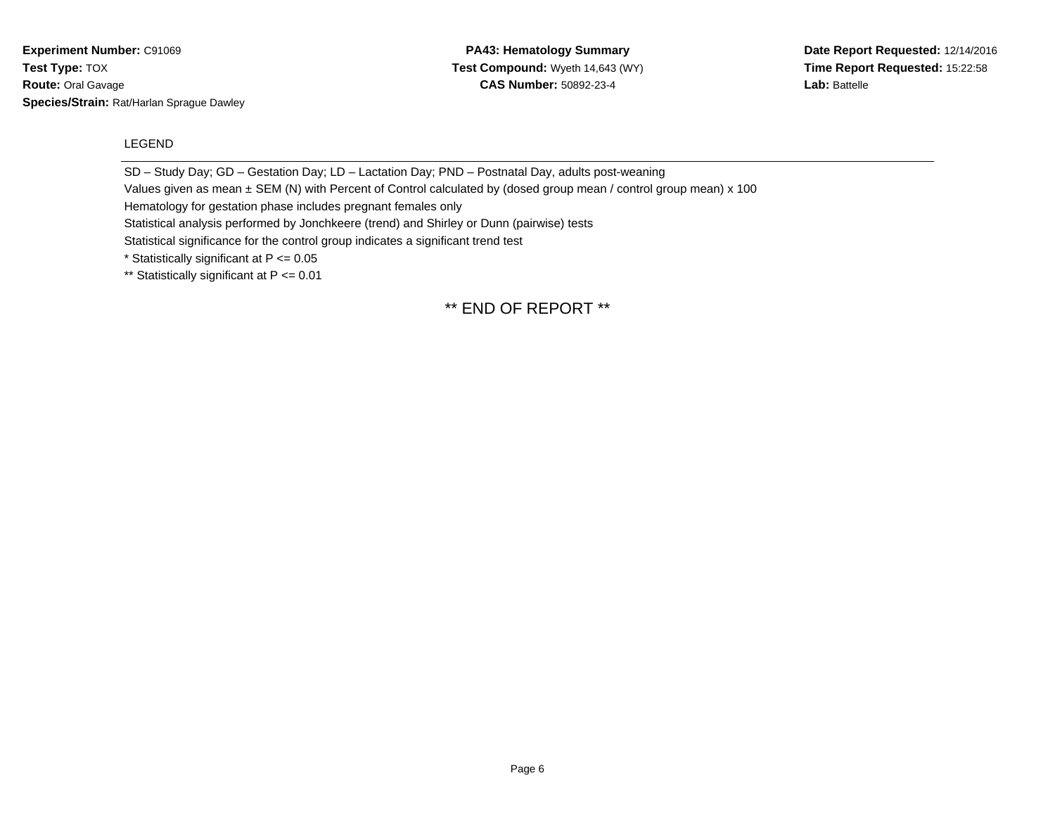**Experiment Number:** C91069
**Test Type:** TOX
**Route:** Oral Gavage
**Species/Strain:** Rat/Harlan Sprague Dawley

**PA43: Hematology Summary**
**Test Compound:** Wyeth 14,643 (WY)
**CAS Number:** 50892-23-4

**Date Report Requested:** 12/14/2016
**Time Report Requested:** 15:22:58
**Lab:** Battelle

LEGEND

SD – Study Day; GD – Gestation Day; LD – Lactation Day; PND – Postnatal Day, adults post-weaning

Values given as mean ± SEM (N) with Percent of Control calculated by (dosed group mean / control group mean) x 100

Hematology for gestation phase includes pregnant females only

Statistical analysis performed by Jonchkeere (trend) and Shirley or Dunn (pairwise) tests

Statistical significance for the control group indicates a significant trend test

* Statistically significant at P <= 0.05

** Statistically significant at P <= 0.01

** END OF REPORT **